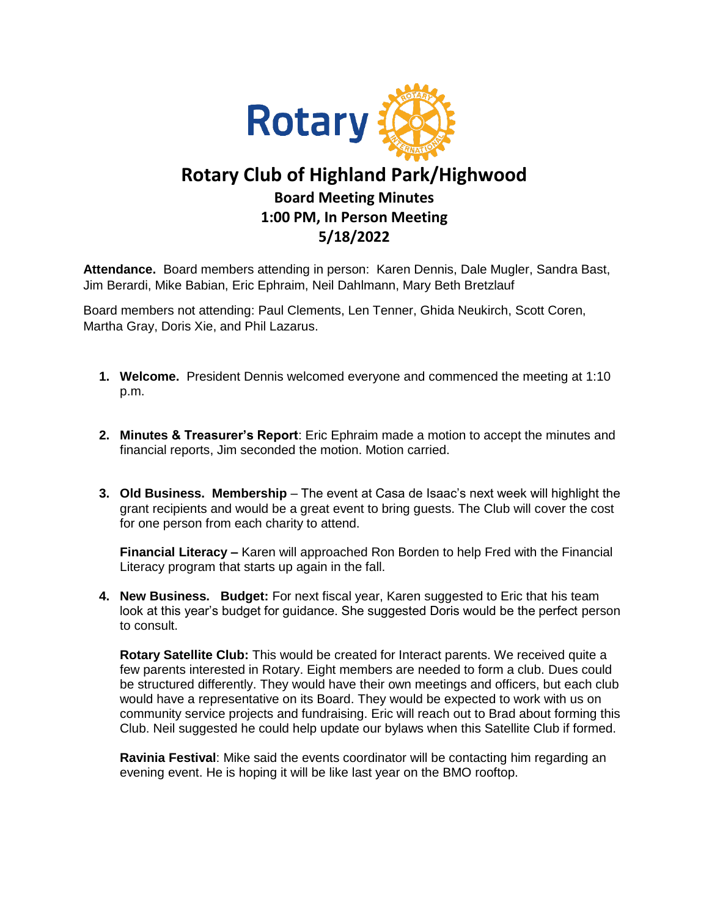# Rotary Club of Highland Park/Highwood

## Board Meeting Minutes
## 1:00 PM, In Person Meeting
## 5/18/2022

**Attendance.** Board members attending in person: Karen Dennis, Dale Mugler, Sandra Bast, Jim Berardi, Mike Babian, Eric Ephraim, Neil Dahlmann, Mary Beth Bretzlauf

Board members not attending: Paul Clements, Len Tenner, Ghida Neukirch, Scott Coren, Martha Gray, Doris Xie, and Phil Lazarus.

1. **Welcome.** President Dennis welcomed everyone and commenced the meeting at 1:10 p.m.

2. **Minutes & Treasurer's Report**: Eric Ephraim made a motion to accept the minutes and financial reports, Jim seconded the motion. Motion carried.

3. **Old Business. Membership** – The event at Casa de Isaac's next week will highlight the grant recipients and would be a great event to bring guests. The Club will cover the cost for one person from each charity to attend.

   **Financial Literacy –** Karen will approached Ron Borden to help Fred with the Financial Literacy program that starts up again in the fall.

4. **New Business. Budget:** For next fiscal year, Karen suggested to Eric that his team look at this year's budget for guidance. She suggested Doris would be the perfect person to consult.

   **Rotary Satellite Club:** This would be created for Interact parents. We received quite a few parents interested in Rotary. Eight members are needed to form a club. Dues could be structured differently. They would have their own meetings and officers, but each club would have a representative on its Board. They would be expected to work with us on community service projects and fundraising. Eric will reach out to Brad about forming this Club. Neil suggested he could help update our bylaws when this Satellite Club if formed.

   **Ravinia Festival**: Mike said the events coordinator will be contacting him regarding an evening event. He is hoping it will be like last year on the BMO rooftop.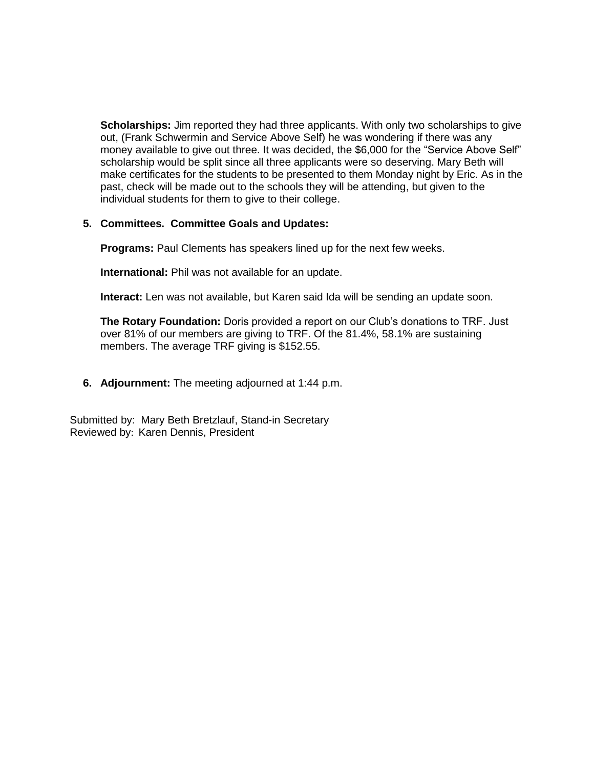**Scholarships:** Jim reported they had three applicants. With only two scholarships to give out, (Frank Schwermin and Service Above Self) he was wondering if there was any money available to give out three. It was decided, the $6,000 for the "Service Above Self" scholarship would be split since all three applicants were so deserving. Mary Beth will make certificates for the students to be presented to them Monday night by Eric. As in the past, check will be made out to the schools they will be attending, but given to the individual students for them to give to their college.

5. **Committees. Committee Goals and Updates:**

   **Programs:** Paul Clements has speakers lined up for the next few weeks.

   **International:** Phil was not available for an update.

   **Interact:** Len was not available, but Karen said Ida will be sending an update soon.

   **The Rotary Foundation:** Doris provided a report on our Club's donations to TRF. Just over 81% of our members are giving to TRF. Of the 81.4%, 58.1% are sustaining members. The average TRF giving is $152.55.

6. **Adjournment:** The meeting adjourned at 1:44 p.m.

Submitted by: Mary Beth Bretzlauf, Stand-in Secretary
Reviewed by: Karen Dennis, President